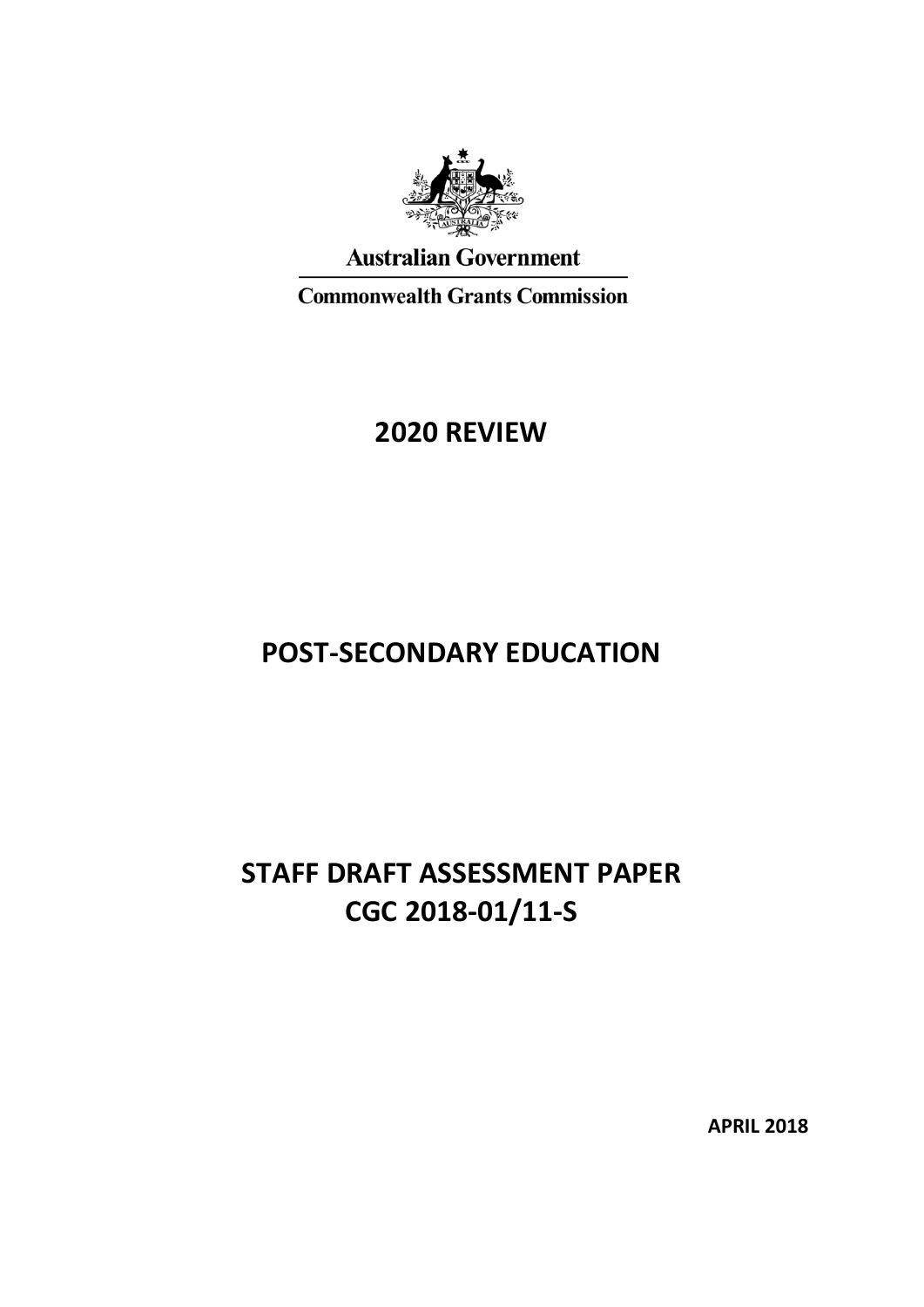Australian Government

Commonwealth Grants Commission

# 2020 REVIEW

# POST-SECONDARY EDUCATION

# STAFF DRAFT ASSESSMENT PAPER
# CGC 2018-01/11-S

**APRIL 2018**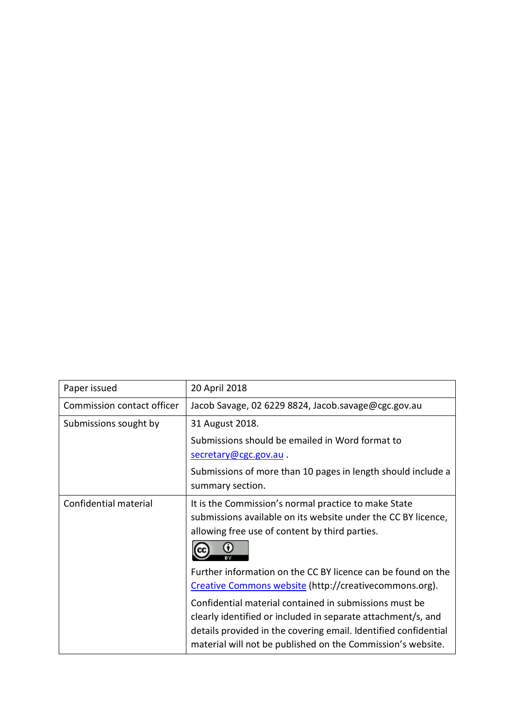| Paper issued | 20 April 2018 |
|---|---|
| Commission contact officer | Jacob Savage, 02 6229 8824, Jacob.savage@cgc.gov.au |
| Submissions sought by | 31 August 2018.<br>Submissions should be emailed in Word format to secretary@cgc.gov.au .<br>Submissions of more than 10 pages in length should include a summary section. |
| Confidential material | It is the Commission's normal practice to make State submissions available on its website under the CC BY licence, allowing free use of content by third parties.<br>Further information on the CC BY licence can be found on the Creative Commons website (http://creativecommons.org).<br>Confidential material contained in submissions must be clearly identified or included in separate attachment/s, and details provided in the covering email. Identified confidential material will not be published on the Commission's website. |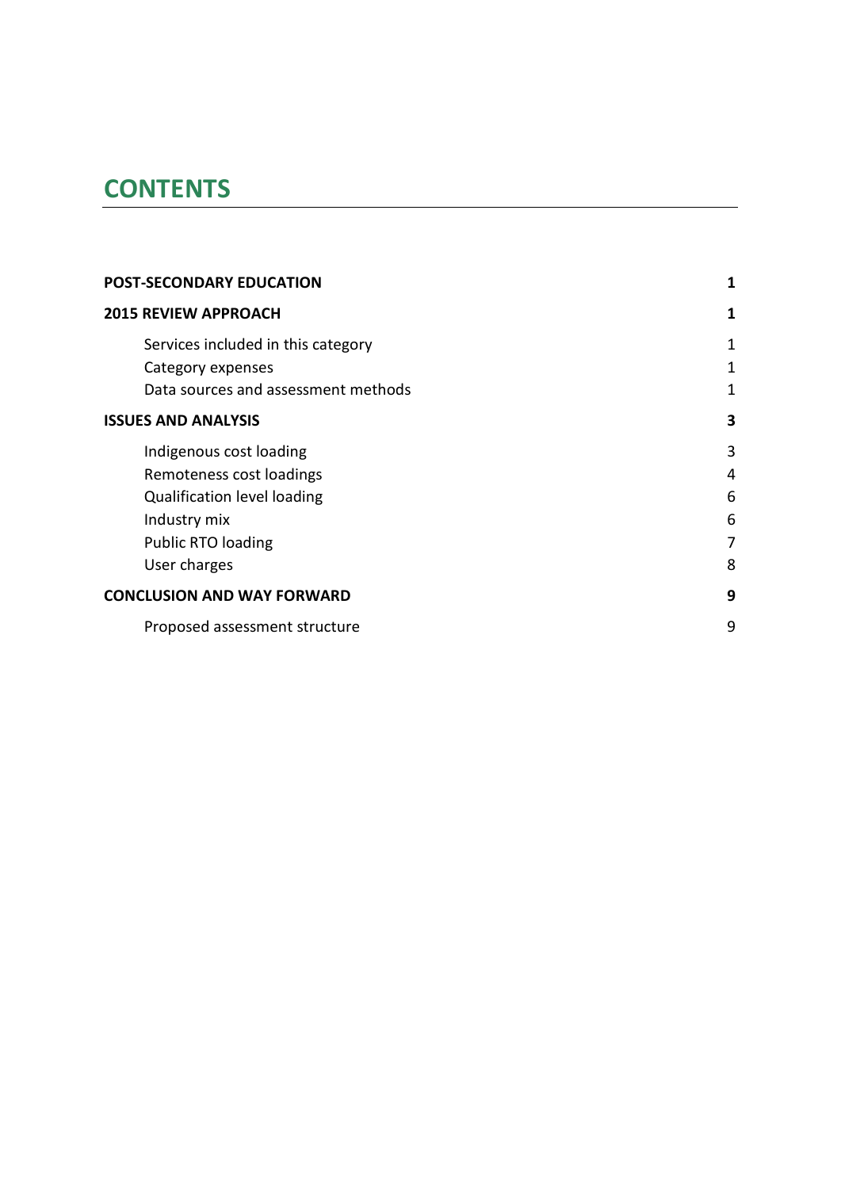# CONTENTS

| | |
|---|---|
| **POST-SECONDARY EDUCATION** | **1** |
| **2015 REVIEW APPROACH** | **1** |
| Services included in this category | 1 |
| Category expenses | 1 |
| Data sources and assessment methods | 1 |
| **ISSUES AND ANALYSIS** | **3** |
| Indigenous cost loading | 3 |
| Remoteness cost loadings | 4 |
| Qualification level loading | 6 |
| Industry mix | 6 |
| Public RTO loading | 7 |
| User charges | 8 |
| **CONCLUSION AND WAY FORWARD** | **9** |
| Proposed assessment structure | 9 |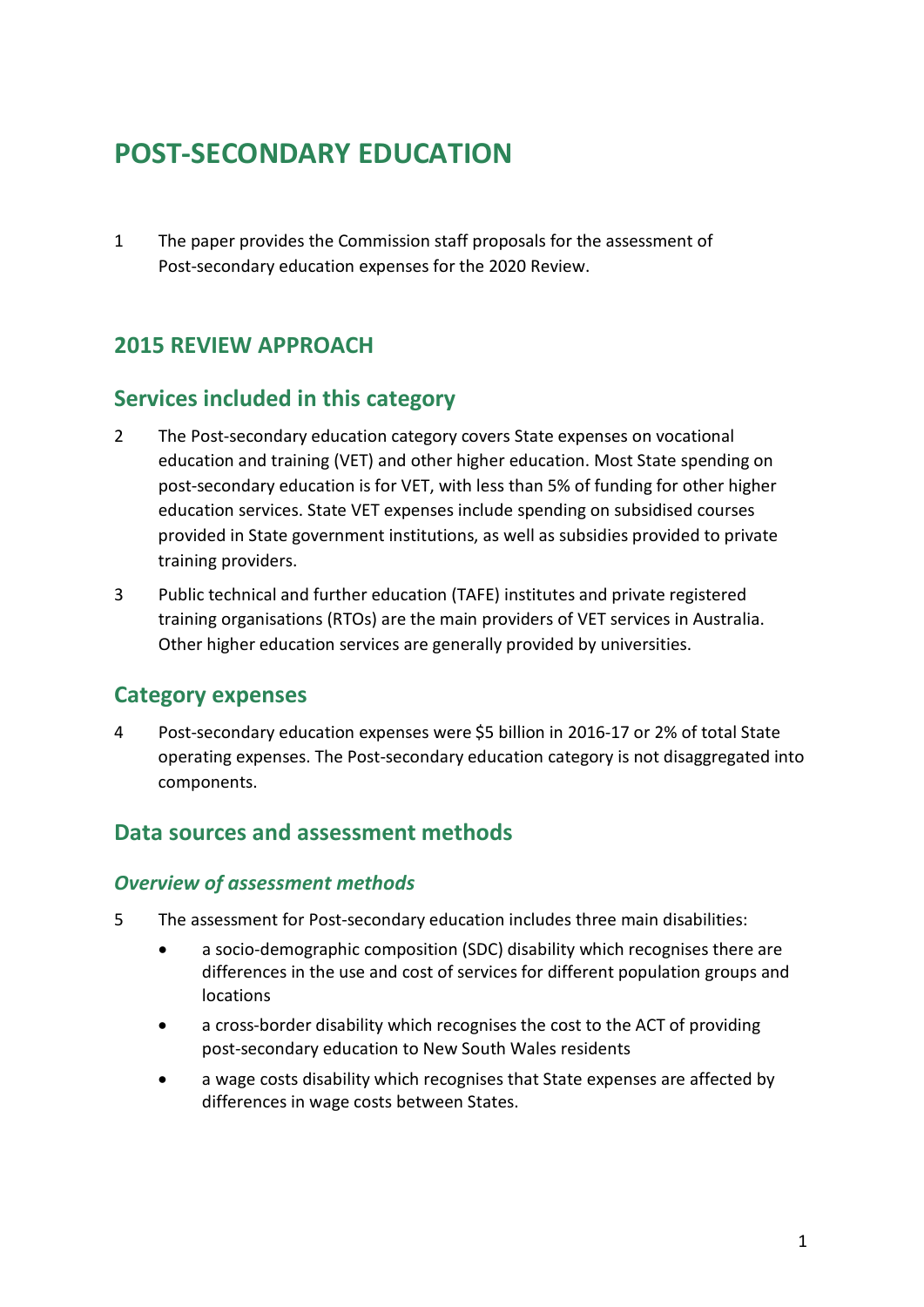# POST-SECONDARY EDUCATION

1 The paper provides the Commission staff proposals for the assessment of Post-secondary education expenses for the 2020 Review.

## 2015 REVIEW APPROACH

## Services included in this category

2 The Post-secondary education category covers State expenses on vocational education and training (VET) and other higher education. Most State spending on post-secondary education is for VET, with less than 5% of funding for other higher education services. State VET expenses include spending on subsidised courses provided in State government institutions, as well as subsidies provided to private training providers.

3 Public technical and further education (TAFE) institutes and private registered training organisations (RTOs) are the main providers of VET services in Australia. Other higher education services are generally provided by universities.

## Category expenses

4 Post-secondary education expenses were $5 billion in 2016-17 or 2% of total State operating expenses. The Post-secondary education category is not disaggregated into components.

## Data sources and assessment methods

### *Overview of assessment methods*

5 The assessment for Post-secondary education includes three main disabilities:

- a socio-demographic composition (SDC) disability which recognises there are differences in the use and cost of services for different population groups and locations
- a cross-border disability which recognises the cost to the ACT of providing post-secondary education to New South Wales residents
- a wage costs disability which recognises that State expenses are affected by differences in wage costs between States.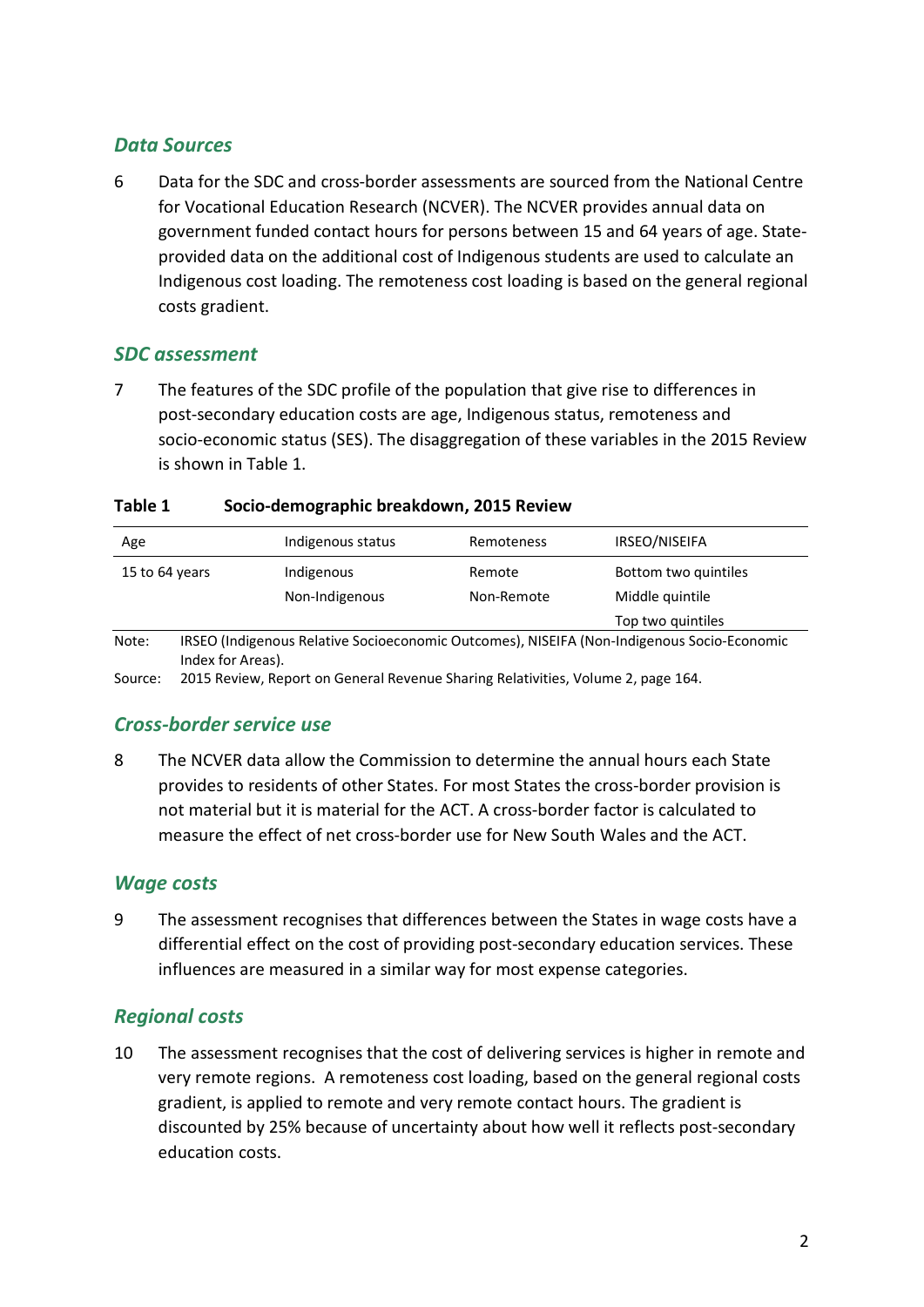## *Data Sources*

6 Data for the SDC and cross-border assessments are sourced from the National Centre for Vocational Education Research (NCVER). The NCVER provides annual data on government funded contact hours for persons between 15 and 64 years of age. State-provided data on the additional cost of Indigenous students are used to calculate an Indigenous cost loading. The remoteness cost loading is based on the general regional costs gradient.

## *SDC assessment*

7 The features of the SDC profile of the population that give rise to differences in post-secondary education costs are age, Indigenous status, remoteness and socio-economic status (SES). The disaggregation of these variables in the 2015 Review is shown in Table 1.

**Table 1 Socio-demographic breakdown, 2015 Review**

| Age | Indigenous status | Remoteness | IRSEO/NISEIFA |
|---|---|---|---|
| 15 to 64 years | Indigenous | Remote | Bottom two quintiles |
| | Non-Indigenous | Non-Remote | Middle quintile |
| | | | Top two quintiles |

Note: IRSEO (Indigenous Relative Socioeconomic Outcomes), NISEIFA (Non-Indigenous Socio-Economic Index for Areas).

Source: 2015 Review, Report on General Revenue Sharing Relativities, Volume 2, page 164.

## *Cross-border service use*

8 The NCVER data allow the Commission to determine the annual hours each State provides to residents of other States. For most States the cross-border provision is not material but it is material for the ACT. A cross-border factor is calculated to measure the effect of net cross-border use for New South Wales and the ACT.

## *Wage costs*

9 The assessment recognises that differences between the States in wage costs have a differential effect on the cost of providing post-secondary education services. These influences are measured in a similar way for most expense categories.

## *Regional costs*

10 The assessment recognises that the cost of delivering services is higher in remote and very remote regions. A remoteness cost loading, based on the general regional costs gradient, is applied to remote and very remote contact hours. The gradient is discounted by 25% because of uncertainty about how well it reflects post-secondary education costs.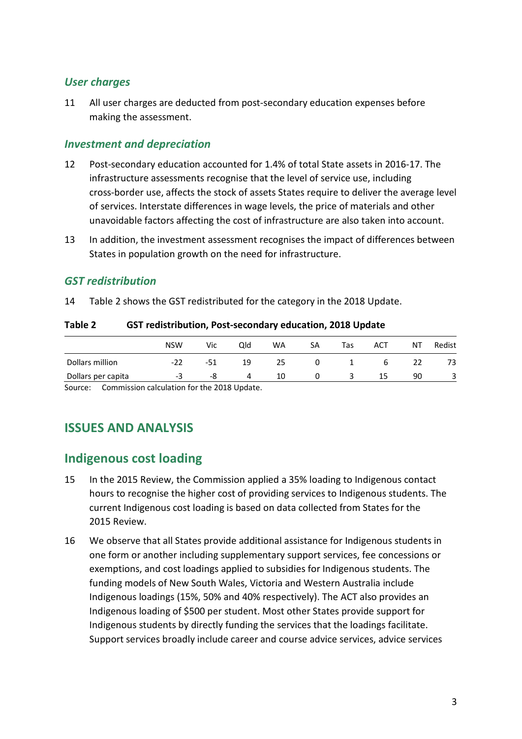### *User charges*

11 All user charges are deducted from post-secondary education expenses before making the assessment.

### *Investment and depreciation*

12 Post-secondary education accounted for 1.4% of total State assets in 2016-17. The infrastructure assessments recognise that the level of service use, including cross-border use, affects the stock of assets States require to deliver the average level of services. Interstate differences in wage levels, the price of materials and other unavoidable factors affecting the cost of infrastructure are also taken into account.

13 In addition, the investment assessment recognises the impact of differences between States in population growth on the need for infrastructure.

### *GST redistribution*

14 Table 2 shows the GST redistributed for the category in the 2018 Update.

**Table 2 GST redistribution, Post-secondary education, 2018 Update**

| | NSW | Vic | Qld | WA | SA | Tas | ACT | NT | Redist |
|---|---|---|---|---|---|---|---|---|---|
| Dollars million | -22 | -51 | 19 | 25 | 0 | 1 | 6 | 22 | 73 |
| Dollars per capita | -3 | -8 | 4 | 10 | 0 | 3 | 15 | 90 | 3 |

Source: Commission calculation for the 2018 Update.

## ISSUES AND ANALYSIS

## Indigenous cost loading

15 In the 2015 Review, the Commission applied a 35% loading to Indigenous contact hours to recognise the higher cost of providing services to Indigenous students. The current Indigenous cost loading is based on data collected from States for the 2015 Review.

16 We observe that all States provide additional assistance for Indigenous students in one form or another including supplementary support services, fee concessions or exemptions, and cost loadings applied to subsidies for Indigenous students. The funding models of New South Wales, Victoria and Western Australia include Indigenous loadings (15%, 50% and 40% respectively). The ACT also provides an Indigenous loading of $500 per student. Most other States provide support for Indigenous students by directly funding the services that the loadings facilitate. Support services broadly include career and course advice services, advice services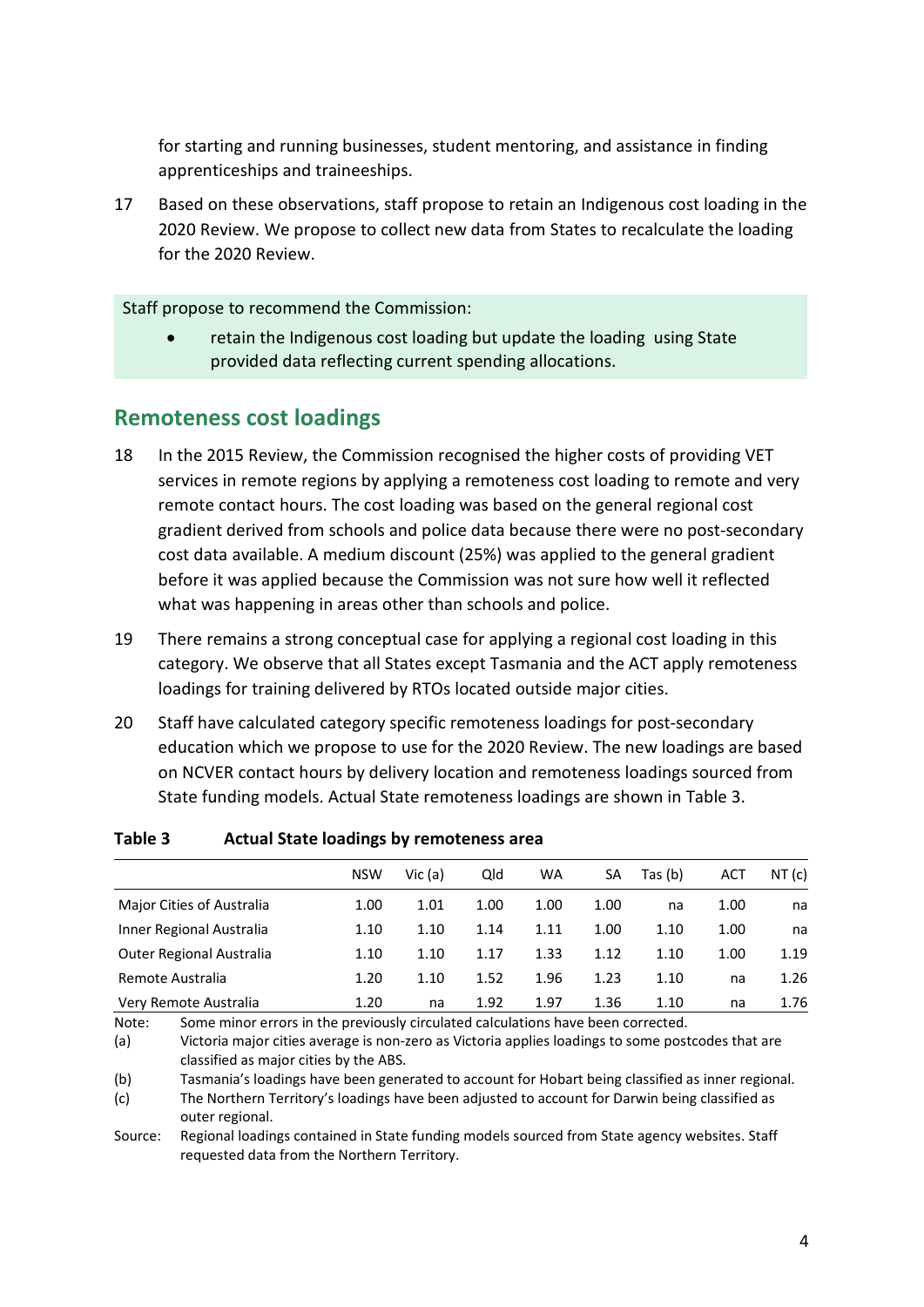for starting and running businesses, student mentoring, and assistance in finding apprenticeships and traineeships.

17 Based on these observations, staff propose to retain an Indigenous cost loading in the 2020 Review. We propose to collect new data from States to recalculate the loading for the 2020 Review.

> Staff propose to recommend the Commission:
>
> - retain the Indigenous cost loading but update the loading using State provided data reflecting current spending allocations.

## Remoteness cost loadings

18 In the 2015 Review, the Commission recognised the higher costs of providing VET services in remote regions by applying a remoteness cost loading to remote and very remote contact hours. The cost loading was based on the general regional cost gradient derived from schools and police data because there were no post-secondary cost data available. A medium discount (25%) was applied to the general gradient before it was applied because the Commission was not sure how well it reflected what was happening in areas other than schools and police.

19 There remains a strong conceptual case for applying a regional cost loading in this category. We observe that all States except Tasmania and the ACT apply remoteness loadings for training delivered by RTOs located outside major cities.

20 Staff have calculated category specific remoteness loadings for post-secondary education which we propose to use for the 2020 Review. The new loadings are based on NCVER contact hours by delivery location and remoteness loadings sourced from State funding models. Actual State remoteness loadings are shown in Table 3.

**Table 3 Actual State loadings by remoteness area**

| | NSW | Vic (a) | Qld | WA | SA | Tas (b) | ACT | NT (c) |
|---|---|---|---|---|---|---|---|---|
| Major Cities of Australia | 1.00 | 1.01 | 1.00 | 1.00 | 1.00 | na | 1.00 | na |
| Inner Regional Australia | 1.10 | 1.10 | 1.14 | 1.11 | 1.00 | 1.10 | 1.00 | na |
| Outer Regional Australia | 1.10 | 1.10 | 1.17 | 1.33 | 1.12 | 1.10 | 1.00 | 1.19 |
| Remote Australia | 1.20 | 1.10 | 1.52 | 1.96 | 1.23 | 1.10 | na | 1.26 |
| Very Remote Australia | 1.20 | na | 1.92 | 1.97 | 1.36 | 1.10 | na | 1.76 |

Note: Some minor errors in the previously circulated calculations have been corrected.

(a) Victoria major cities average is non-zero as Victoria applies loadings to some postcodes that are classified as major cities by the ABS.

(b) Tasmania's loadings have been generated to account for Hobart being classified as inner regional.

(c) The Northern Territory's loadings have been adjusted to account for Darwin being classified as outer regional.

Source: Regional loadings contained in State funding models sourced from State agency websites. Staff requested data from the Northern Territory.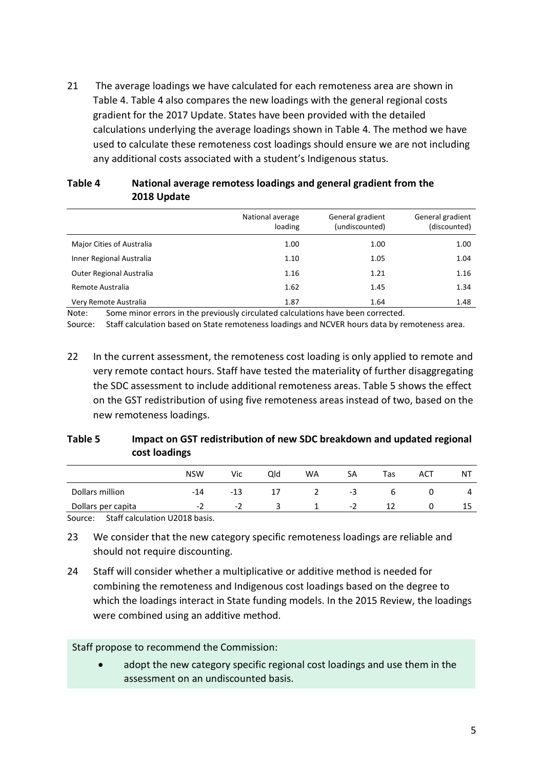21 The average loadings we have calculated for each remoteness area are shown in Table 4. Table 4 also compares the new loadings with the general regional costs gradient for the 2017 Update. States have been provided with the detailed calculations underlying the average loadings shown in Table 4. The method we have used to calculate these remoteness cost loadings should ensure we are not including any additional costs associated with a student's Indigenous status.

**Table 4 National average remotess loadings and general gradient from the 2018 Update**

| | National average loading | General gradient (undiscounted) | General gradient (discounted) |
|---|---|---|---|
| Major Cities of Australia | 1.00 | 1.00 | 1.00 |
| Inner Regional Australia | 1.10 | 1.05 | 1.04 |
| Outer Regional Australia | 1.16 | 1.21 | 1.16 |
| Remote Australia | 1.62 | 1.45 | 1.34 |
| Very Remote Australia | 1.87 | 1.64 | 1.48 |

Note: Some minor errors in the previously circulated calculations have been corrected.

Source: Staff calculation based on State remoteness loadings and NCVER hours data by remoteness area.

22 In the current assessment, the remoteness cost loading is only applied to remote and very remote contact hours. Staff have tested the materiality of further disaggregating the SDC assessment to include additional remoteness areas. Table 5 shows the effect on the GST redistribution of using five remoteness areas instead of two, based on the new remoteness loadings.

**Table 5 Impact on GST redistribution of new SDC breakdown and updated regional cost loadings**

| | NSW | Vic | Qld | WA | SA | Tas | ACT | NT |
|---|---|---|---|---|---|---|---|---|
| Dollars million | -14 | -13 | 17 | 2 | -3 | 6 | 0 | 4 |
| Dollars per capita | -2 | -2 | 3 | 1 | -2 | 12 | 0 | 15 |

Source: Staff calculation U2018 basis.

23 We consider that the new category specific remoteness loadings are reliable and should not require discounting.

24 Staff will consider whether a multiplicative or additive method is needed for combining the remoteness and Indigenous cost loadings based on the degree to which the loadings interact in State funding models. In the 2015 Review, the loadings were combined using an additive method.

Staff propose to recommend the Commission:

- adopt the new category specific regional cost loadings and use them in the assessment on an undiscounted basis.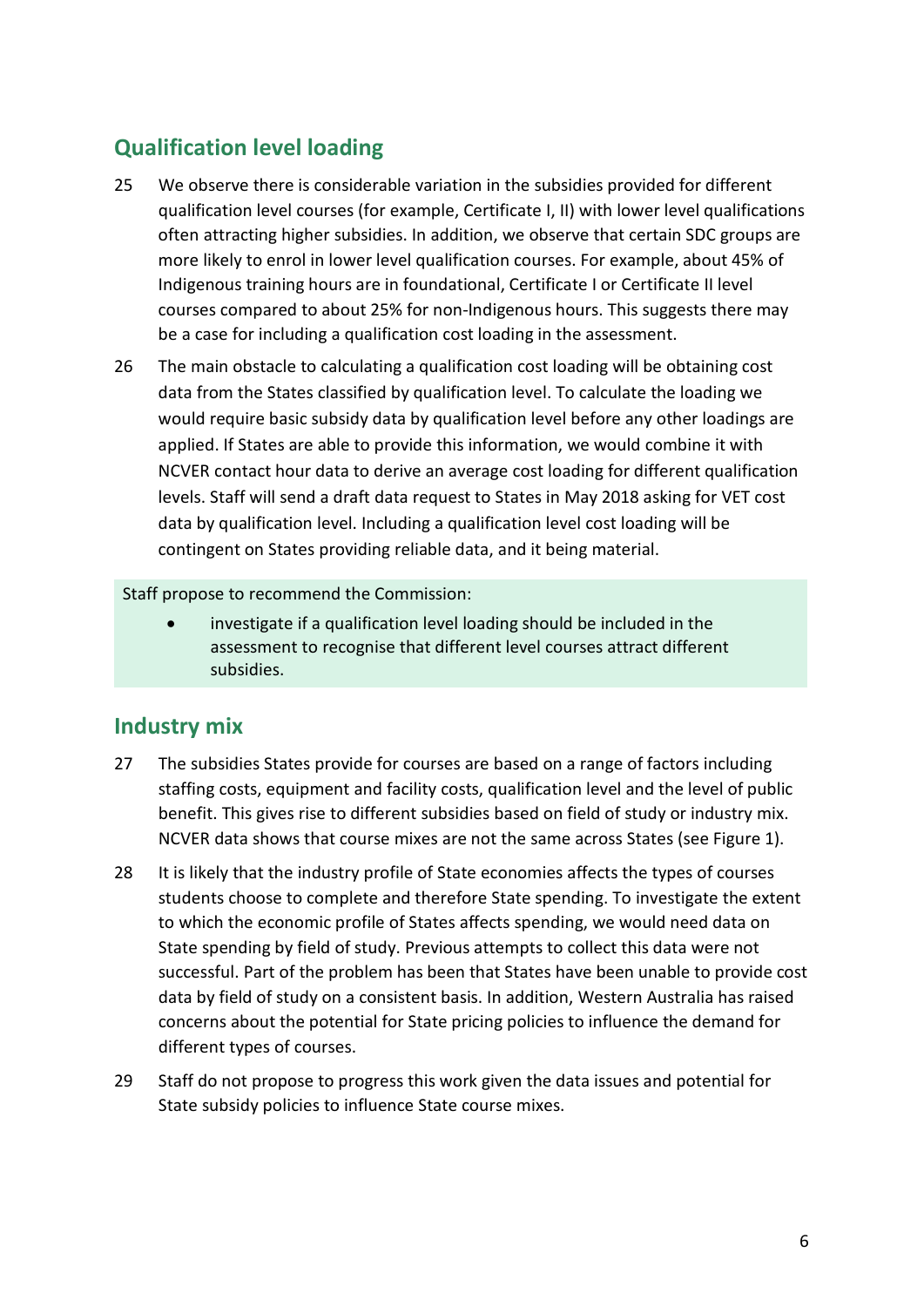## Qualification level loading

25 We observe there is considerable variation in the subsidies provided for different qualification level courses (for example, Certificate I, II) with lower level qualifications often attracting higher subsidies. In addition, we observe that certain SDC groups are more likely to enrol in lower level qualification courses. For example, about 45% of Indigenous training hours are in foundational, Certificate I or Certificate II level courses compared to about 25% for non-Indigenous hours. This suggests there may be a case for including a qualification cost loading in the assessment.

26 The main obstacle to calculating a qualification cost loading will be obtaining cost data from the States classified by qualification level. To calculate the loading we would require basic subsidy data by qualification level before any other loadings are applied. If States are able to provide this information, we would combine it with NCVER contact hour data to derive an average cost loading for different qualification levels. Staff will send a draft data request to States in May 2018 asking for VET cost data by qualification level. Including a qualification level cost loading will be contingent on States providing reliable data, and it being material.

> Staff propose to recommend the Commission:
>
> - investigate if a qualification level loading should be included in the assessment to recognise that different level courses attract different subsidies.

## Industry mix

27 The subsidies States provide for courses are based on a range of factors including staffing costs, equipment and facility costs, qualification level and the level of public benefit. This gives rise to different subsidies based on field of study or industry mix. NCVER data shows that course mixes are not the same across States (see Figure 1).

28 It is likely that the industry profile of State economies affects the types of courses students choose to complete and therefore State spending. To investigate the extent to which the economic profile of States affects spending, we would need data on State spending by field of study. Previous attempts to collect this data were not successful. Part of the problem has been that States have been unable to provide cost data by field of study on a consistent basis. In addition, Western Australia has raised concerns about the potential for State pricing policies to influence the demand for different types of courses.

29 Staff do not propose to progress this work given the data issues and potential for State subsidy policies to influence State course mixes.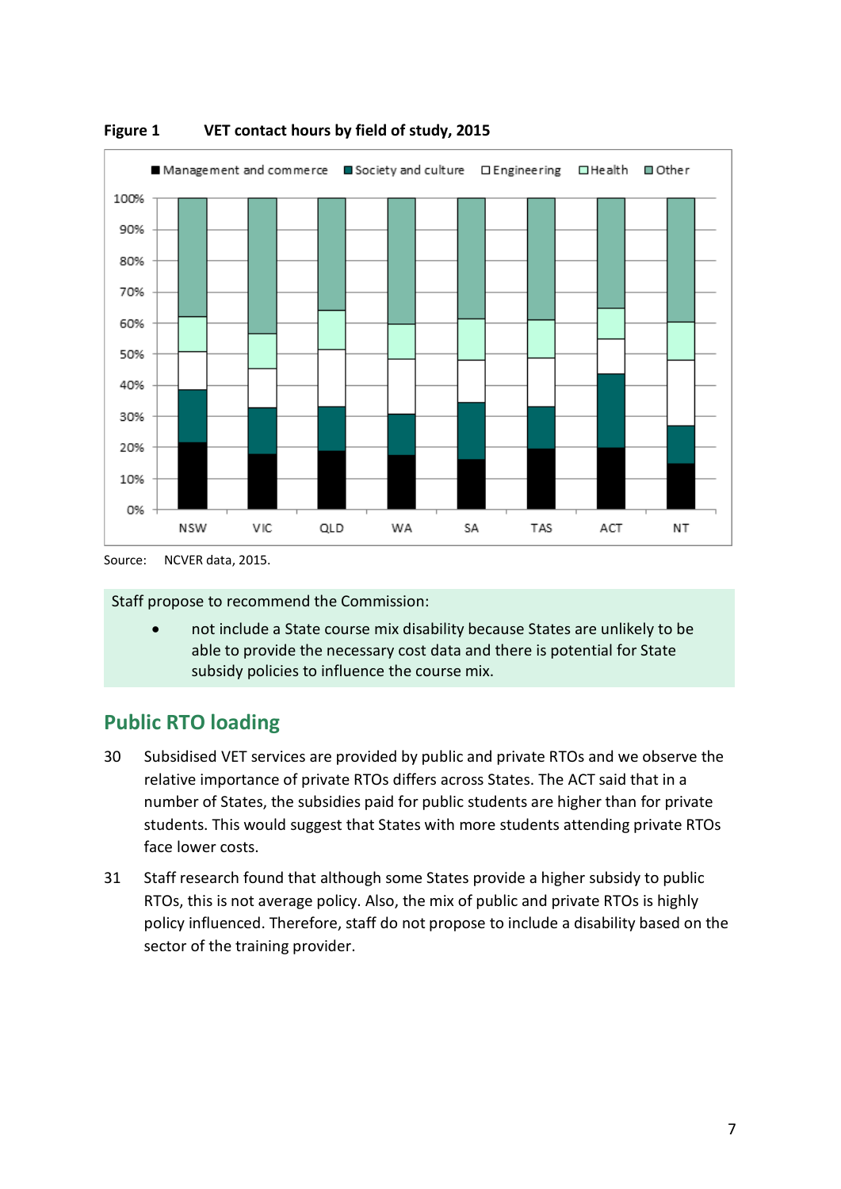**Figure 1 VET contact hours by field of study, 2015**

Source: NCVER data, 2015.

Staff propose to recommend the Commission:

- not include a State course mix disability because States are unlikely to be able to provide the necessary cost data and there is potential for State subsidy policies to influence the course mix.

## Public RTO loading

30 Subsidised VET services are provided by public and private RTOs and we observe the relative importance of private RTOs differs across States. The ACT said that in a number of States, the subsidies paid for public students are higher than for private students. This would suggest that States with more students attending private RTOs face lower costs.

31 Staff research found that although some States provide a higher subsidy to public RTOs, this is not average policy. Also, the mix of public and private RTOs is highly policy influenced. Therefore, staff do not propose to include a disability based on the sector of the training provider.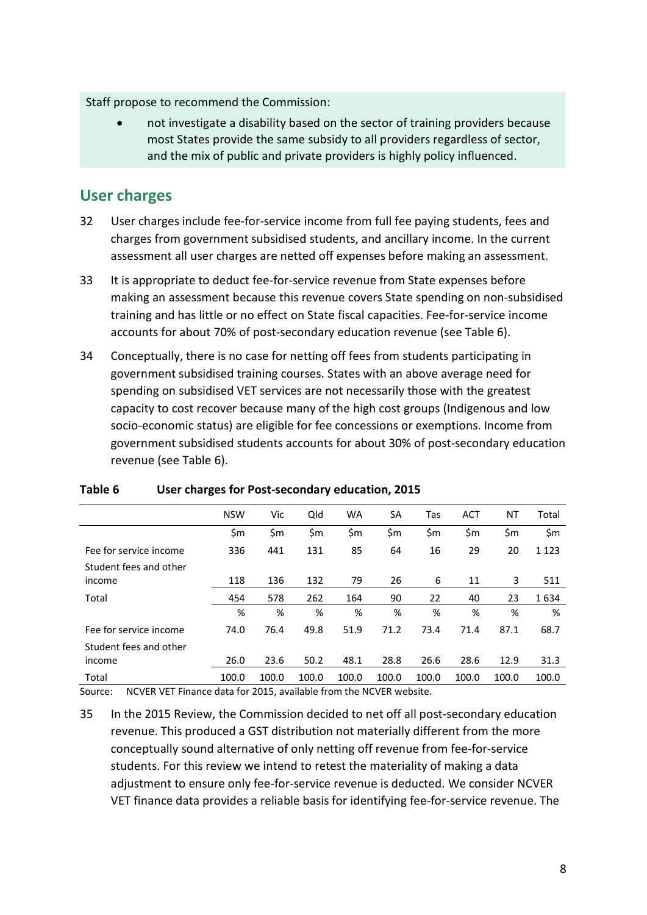Staff propose to recommend the Commission:

- not investigate a disability based on the sector of training providers because most States provide the same subsidy to all providers regardless of sector, and the mix of public and private providers is highly policy influenced.

## User charges

32 User charges include fee-for-service income from full fee paying students, fees and charges from government subsidised students, and ancillary income. In the current assessment all user charges are netted off expenses before making an assessment.

33 It is appropriate to deduct fee-for-service revenue from State expenses before making an assessment because this revenue covers State spending on non-subsidised training and has little or no effect on State fiscal capacities. Fee-for-service income accounts for about 70% of post-secondary education revenue (see Table 6).

34 Conceptually, there is no case for netting off fees from students participating in government subsidised training courses. States with an above average need for spending on subsidised VET services are not necessarily those with the greatest capacity to cost recover because many of the high cost groups (Indigenous and low socio-economic status) are eligible for fee concessions or exemptions. Income from government subsidised students accounts for about 30% of post-secondary education revenue (see Table 6).

**Table 6 User charges for Post-secondary education, 2015**

| | NSW | Vic | Qld | WA | SA | Tas | ACT | NT | Total |
|---|---|---|---|---|---|---|---|---|---|
| | $m | $m | $m | $m | $m | $m | $m | $m | $m |
| Fee for service income | 336 | 441 | 131 | 85 | 64 | 16 | 29 | 20 | 1 123 |
| Student fees and other income | 118 | 136 | 132 | 79 | 26 | 6 | 11 | 3 | 511 |
| Total | 454 | 578 | 262 | 164 | 90 | 22 | 40 | 23 | 1 634 |
| | % | % | % | % | % | % | % | % | % |
| Fee for service income | 74.0 | 76.4 | 49.8 | 51.9 | 71.2 | 73.4 | 71.4 | 87.1 | 68.7 |
| Student fees and other income | 26.0 | 23.6 | 50.2 | 48.1 | 28.8 | 26.6 | 28.6 | 12.9 | 31.3 |
| Total | 100.0 | 100.0 | 100.0 | 100.0 | 100.0 | 100.0 | 100.0 | 100.0 | 100.0 |

Source: NCVER VET Finance data for 2015, available from the NCVER website.

35 In the 2015 Review, the Commission decided to net off all post-secondary education revenue. This produced a GST distribution not materially different from the more conceptually sound alternative of only netting off revenue from fee-for-service students. For this review we intend to retest the materiality of making a data adjustment to ensure only fee-for-service revenue is deducted. We consider NCVER VET finance data provides a reliable basis for identifying fee-for-service revenue. The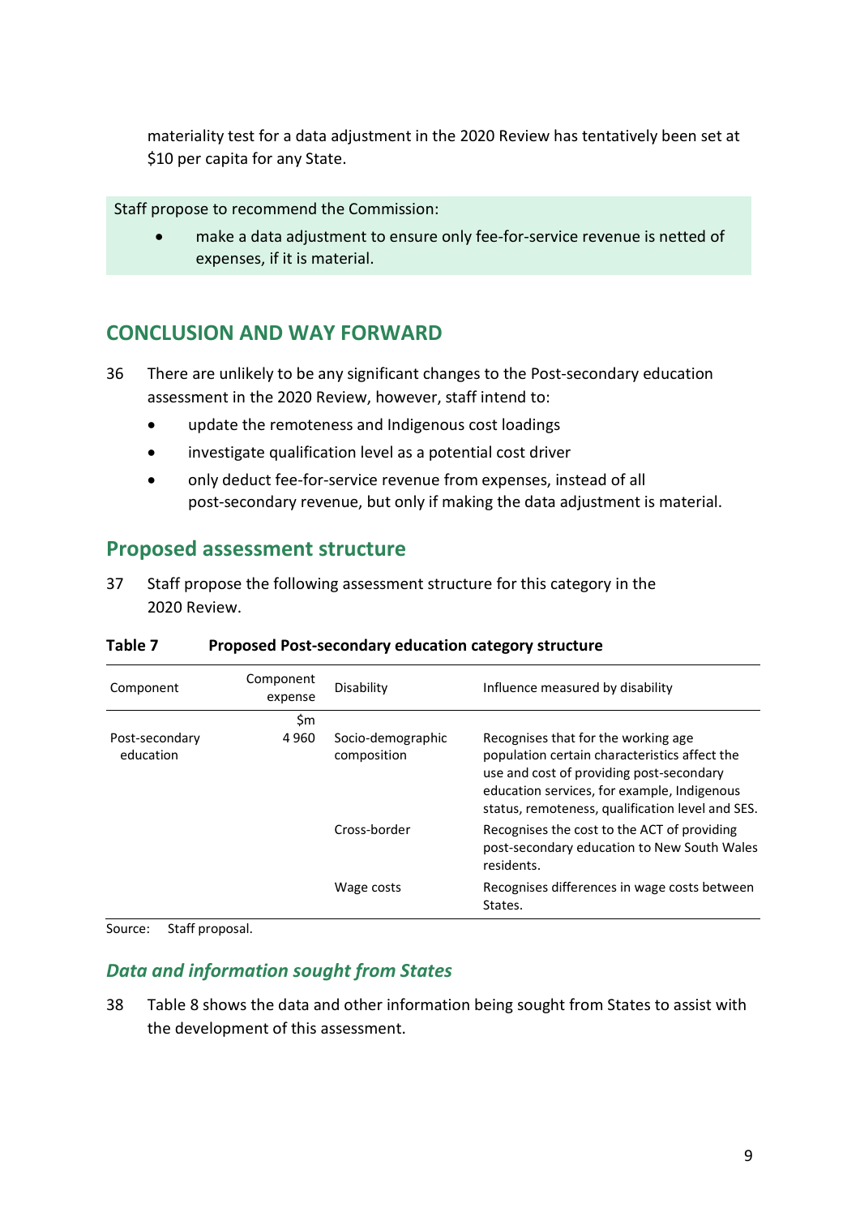materiality test for a data adjustment in the 2020 Review has tentatively been set at $10 per capita for any State.

Staff propose to recommend the Commission:

- make a data adjustment to ensure only fee-for-service revenue is netted of expenses, if it is material.

## CONCLUSION AND WAY FORWARD

36 There are unlikely to be any significant changes to the Post-secondary education assessment in the 2020 Review, however, staff intend to:

- update the remoteness and Indigenous cost loadings
- investigate qualification level as a potential cost driver
- only deduct fee-for-service revenue from expenses, instead of all post-secondary revenue, but only if making the data adjustment is material.

## Proposed assessment structure

37 Staff propose the following assessment structure for this category in the 2020 Review.

**Table 7 Proposed Post-secondary education category structure**

| Component | Component expense | Disability | Influence measured by disability |
|---|---|---|---|
| | $m | | |
| Post-secondary education | 4 960 | Socio-demographic composition | Recognises that for the working age population certain characteristics affect the use and cost of providing post-secondary education services, for example, Indigenous status, remoteness, qualification level and SES. |
| | | Cross-border | Recognises the cost to the ACT of providing post-secondary education to New South Wales residents. |
| | | Wage costs | Recognises differences in wage costs between States. |

Source: Staff proposal.

### *Data and information sought from States*

38 Table 8 shows the data and other information being sought from States to assist with the development of this assessment.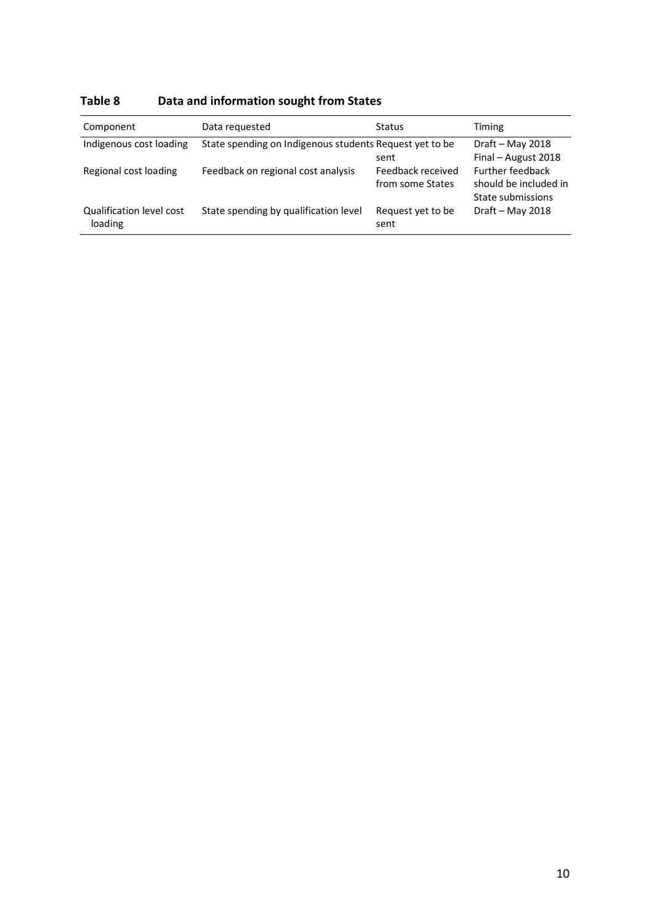**Table 8 Data and information sought from States**

| Component | Data requested | Status | Timing |
|---|---|---|---|
| Indigenous cost loading | State spending on Indigenous students | Request yet to be sent | Draft – May 2018 Final – August 2018 |
| Regional cost loading | Feedback on regional cost analysis | Feedback received from some States | Further feedback should be included in State submissions |
| Qualification level cost loading | State spending by qualification level | Request yet to be sent | Draft – May 2018 |